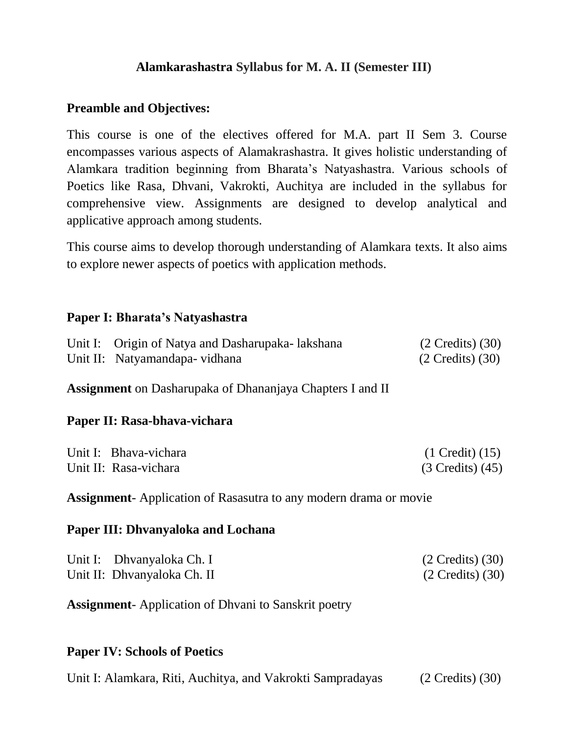# Alamkarashastra Syllabus for M. A. II (Semester III)

## Preamble and Objectives:

This course is one of the electives offered for M.A. part II Sem 3. Course encompasses various aspects of Alamakrashastra. It gives holistic understanding of Alamkara tradition beginning from Bharata's Natyashastra. Various schools of Poetics like Rasa, Dhvani, Vakrokti, Auchitya are included in the syllabus for comprehensive view. Assignments are designed to develop analytical and applicative approach among students.

This course aims to develop thorough understanding of Alamkara texts. It also aims to explore newer aspects of poetics with application methods.

## Paper I: Bharata's Natyashastra

| | | |
|---|---|---|
| Unit I: | Origin of Natya and Dasharupaka- lakshana | (2 Credits) (30) |
| Unit II: | Natyamandapa- vidhana | (2 Credits) (30) |

**Assignment** on Dasharupaka of Dhananjaya Chapters I and II

## Paper II: Rasa-bhava-vichara

| | | |
|---|---|---|
| Unit I: | Bhava-vichara | (1 Credit) (15) |
| Unit II: | Rasa-vichara | (3 Credits) (45) |

**Assignment**- Application of Rasasutra to any modern drama or movie

## Paper III: Dhvanyaloka and Lochana

| | | |
|---|---|---|
| Unit I: | Dhvanyaloka Ch. I | (2 Credits) (30) |
| Unit II: | Dhvanyaloka Ch. II | (2 Credits) (30) |

**Assignment**- Application of Dhvani to Sanskrit poetry

## Paper IV: Schools of Poetics

| | | |
|---|---|---|
| Unit I: | Alamkara, Riti, Auchitya, and Vakrokti Sampradayas | (2 Credits) (30) |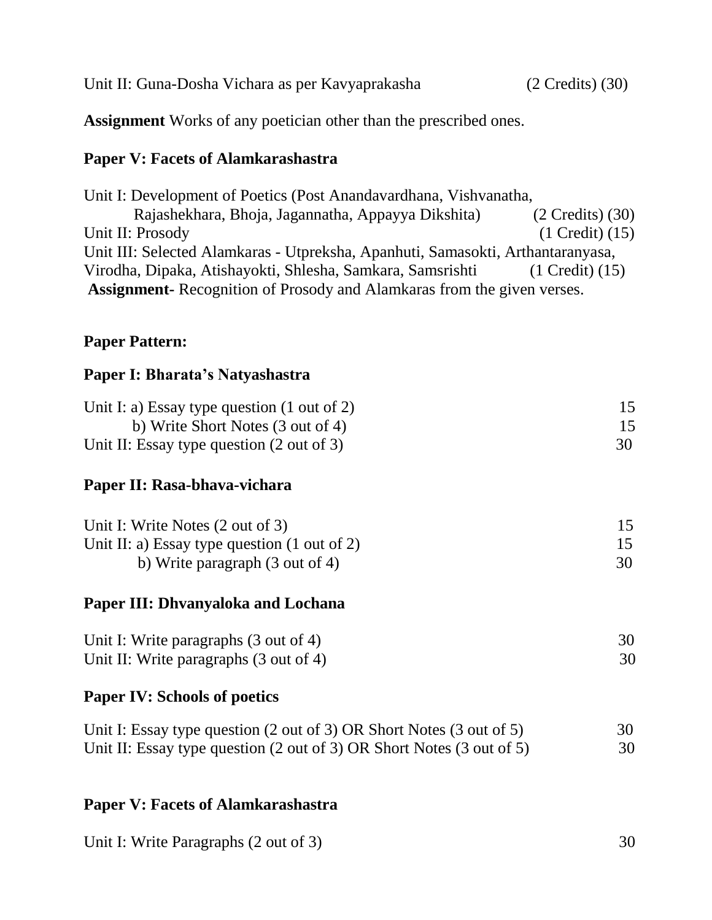Unit II: Guna-Dosha Vichara as per Kavyaprakasha (2 Credits) (30)

**Assignment** Works of any poetician other than the prescribed ones.

**Paper V: Facets of Alamkarashastra**

Unit I: Development of Poetics (Post Anandavardhana, Vishvanatha, Rajashekhara, Bhoja, Jagannatha, Appayya Dikshita) (2 Credits) (30)
Unit II: Prosody (1 Credit) (15)
Unit III: Selected Alamkaras - Utpreksha, Apanhuti, Samasokti, Arthantaranyasa, Virodha, Dipaka, Atishayokti, Shlesha, Samkara, Samsrishti (1 Credit) (15)
**Assignment**- Recognition of Prosody and Alamkaras from the given verses.

**Paper Pattern:**

**Paper I: Bharata's Natyashastra**

| | |
|---|---|
| Unit I: a) Essay type question (1 out of 2) | 15 |
| b) Write Short Notes (3 out of 4) | 15 |
| Unit II: Essay type question (2 out of 3) | 30 |

**Paper II: Rasa-bhava-vichara**

| | |
|---|---|
| Unit I: Write Notes (2 out of 3) | 15 |
| Unit II: a) Essay type question (1 out of 2) | 15 |
| b) Write paragraph (3 out of 4) | 30 |

**Paper III: Dhvanyaloka and Lochana**

| | |
|---|---|
| Unit I: Write paragraphs (3 out of 4) | 30 |
| Unit II: Write paragraphs (3 out of 4) | 30 |

**Paper IV: Schools of poetics**

| | |
|---|---|
| Unit I: Essay type question (2 out of 3) OR Short Notes (3 out of 5) | 30 |
| Unit II: Essay type question (2 out of 3) OR Short Notes (3 out of 5) | 30 |

**Paper V: Facets of Alamkarashastra**

| | |
|---|---|
| Unit I: Write Paragraphs (2 out of 3) | 30 |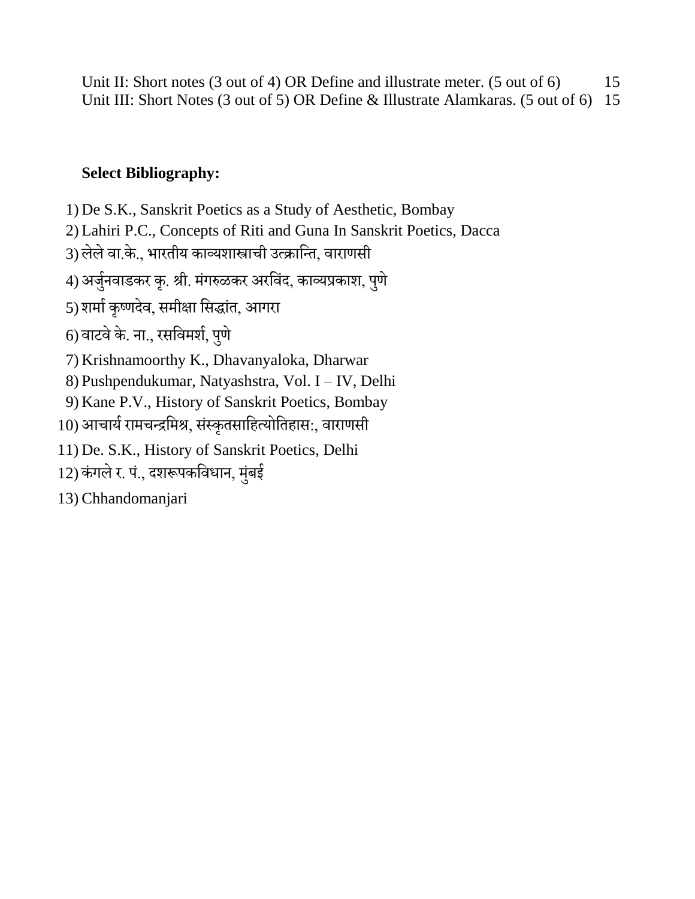Unit II: Short notes (3 out of 4) OR Define and illustrate meter. (5 out of 6) 15

Unit III: Short Notes (3 out of 5) OR Define & Illustrate Alamkaras. (5 out of 6) 15

**Select Bibliography:**

1) De S.K., Sanskrit Poetics as a Study of Aesthetic, Bombay
2) Lahiri P.C., Concepts of Riti and Guna In Sanskrit Poetics, Dacca
3) लेले वा.के., भारतीय काव्यशास्त्राची उत्क्रान्ति, वाराणसी
4) अर्जुनवाडकर कृ. श्री. मंगरुळकर अरविंद, काव्यप्रकाश, पुणे
5) शर्मा कृष्णदेव, समीक्षा सिद्धांत, आगरा
6) वाटवे के. ना., रसविमर्श, पुणे
7) Krishnamoorthy K., Dhavanyaloka, Dharwar
8) Pushpendukumar, Natyashstra, Vol. I – IV, Delhi
9) Kane P.V., History of Sanskrit Poetics, Bombay
10) आचार्य रामचन्द्रमिश्र, संस्कृतसाहित्योतिहासः, वाराणसी
11) De. S.K., History of Sanskrit Poetics, Delhi
12) कंगले र. पं., दशरूपकविधान, मुंबई
13) Chhandomanjari